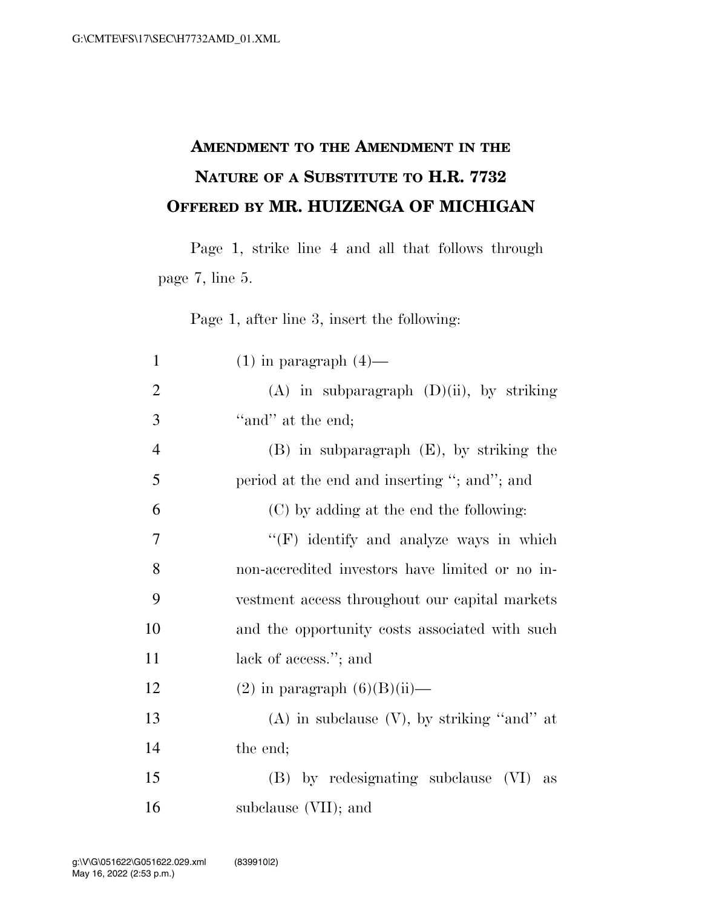# AMENDMENT TO THE AMENDMENT IN THE NATURE OF A SUBSTITUTE TO H.R. 7732 OFFERED BY MR. HUIZENGA OF MICHIGAN

Page 1, strike line 4 and all that follows through page 7, line 5.

Page 1, after line 3, insert the following:

1 (1) in paragraph (4)—
2 (A) in subparagraph (D)(ii), by striking
3 ''and'' at the end;
4 (B) in subparagraph (E), by striking the
5 period at the end and inserting ''; and''; and
6 (C) by adding at the end the following:
7 ''(F) identify and analyze ways in which
8 non-accredited investors have limited or no in-
9 vestment access throughout our capital markets
10 and the opportunity costs associated with such
11 lack of access.''; and
12 (2) in paragraph (6)(B)(ii)—
13 (A) in subclause (V), by striking ''and'' at
14 the end;
15 (B) by redesignating subclause (VI) as
16 subclause (VII); and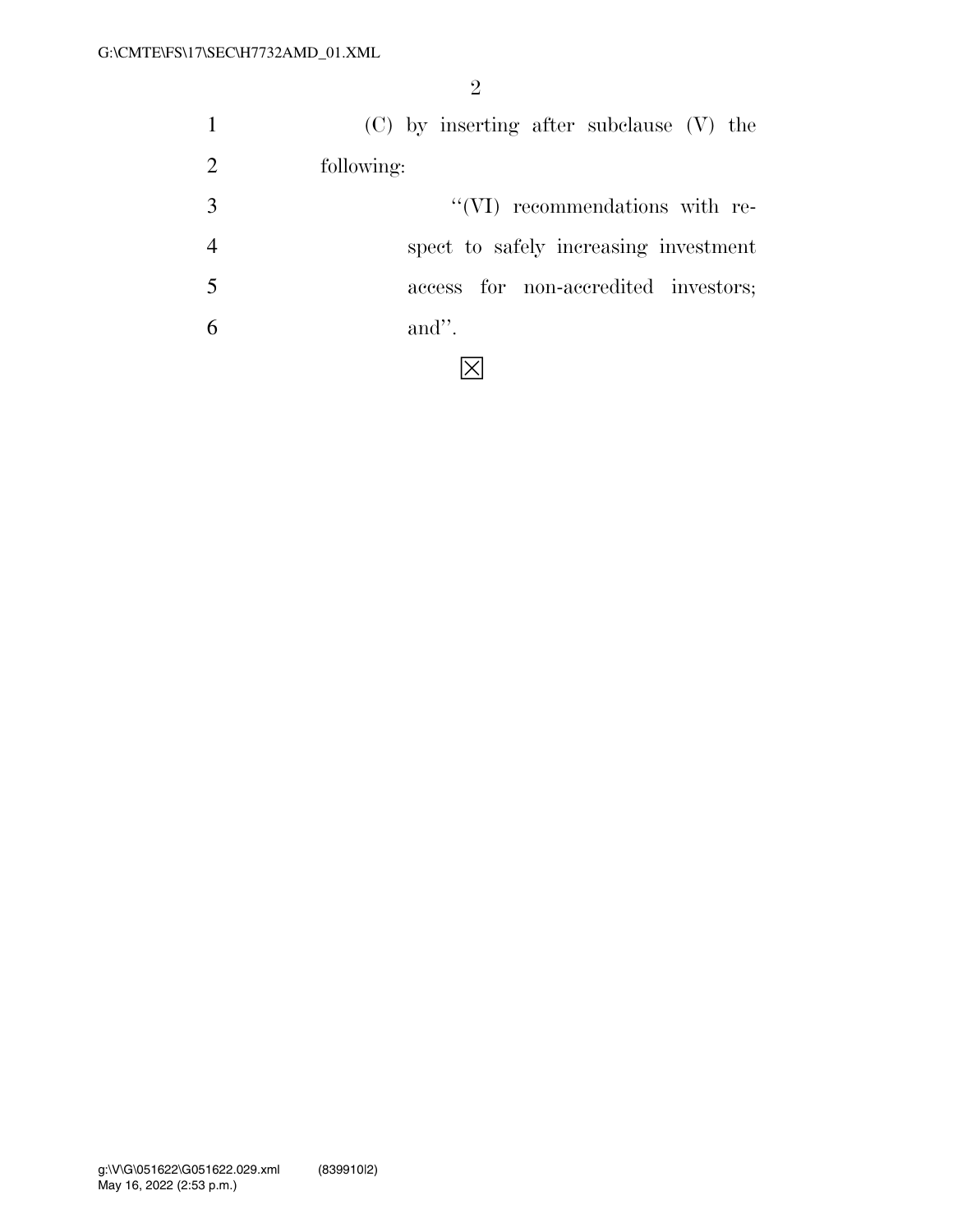(C) by inserting after subclause (V) the following:

''(VI) recommendations with respect to safely increasing investment access for non-accredited investors; and''.